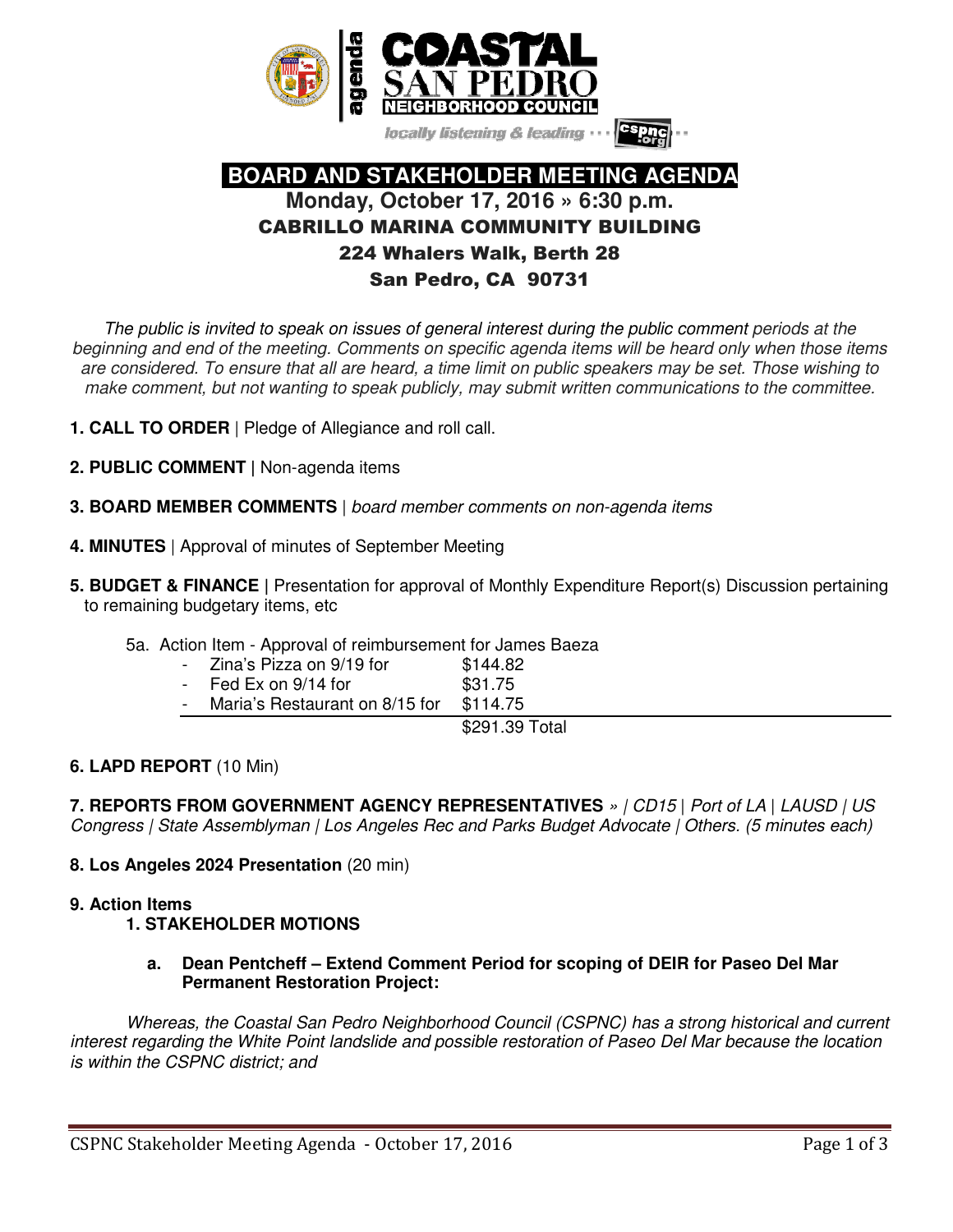# BOARD AND STAKEHOLDER MEETING AGENDA

## Monday, October 17, 2016 » 6:30 p.m.

### CABRILLO MARINA COMMUNITY BUILDING
### 224 Whalers Walk, Berth 28
### San Pedro, CA 90731

*The public is invited to speak on issues of general interest during the public comment periods at the beginning and end of the meeting. Comments on specific agenda items will be heard only when those items are considered. To ensure that all are heard, a time limit on public speakers may be set. Those wishing to make comment, but not wanting to speak publicly, may submit written communications to the committee.*

**1. CALL TO ORDER** | Pledge of Allegiance and roll call.

**2. PUBLIC COMMENT |** Non-agenda items

**3. BOARD MEMBER COMMENTS** | *board member comments on non-agenda items*

**4. MINUTES** | Approval of minutes of September Meeting

**5. BUDGET & FINANCE |** Presentation for approval of Monthly Expenditure Report(s) Discussion pertaining to remaining budgetary items, etc

5a. Action Item - Approval of reimbursement for James Baeza

| | |
|---|---|
| - Zina's Pizza on 9/19 for | $144.82 |
| - Fed Ex on 9/14 for | $31.75 |
| - Maria's Restaurant on 8/15 for | $114.75 |
| | $291.39 Total |

**6. LAPD REPORT** (10 Min)

**7. REPORTS FROM GOVERNMENT AGENCY REPRESENTATIVES** *» | CD15 | Port of LA | LAUSD | US Congress | State Assemblyman | Los Angeles Rec and Parks Budget Advocate | Others. (5 minutes each)*

**8. Los Angeles 2024 Presentation** (20 min)

**9. Action Items**

**1. STAKEHOLDER MOTIONS**

**a. Dean Pentcheff – Extend Comment Period for scoping of DEIR for Paseo Del Mar Permanent Restoration Project:**

*Whereas, the Coastal San Pedro Neighborhood Council (CSPNC) has a strong historical and current interest regarding the White Point landslide and possible restoration of Paseo Del Mar because the location is within the CSPNC district; and*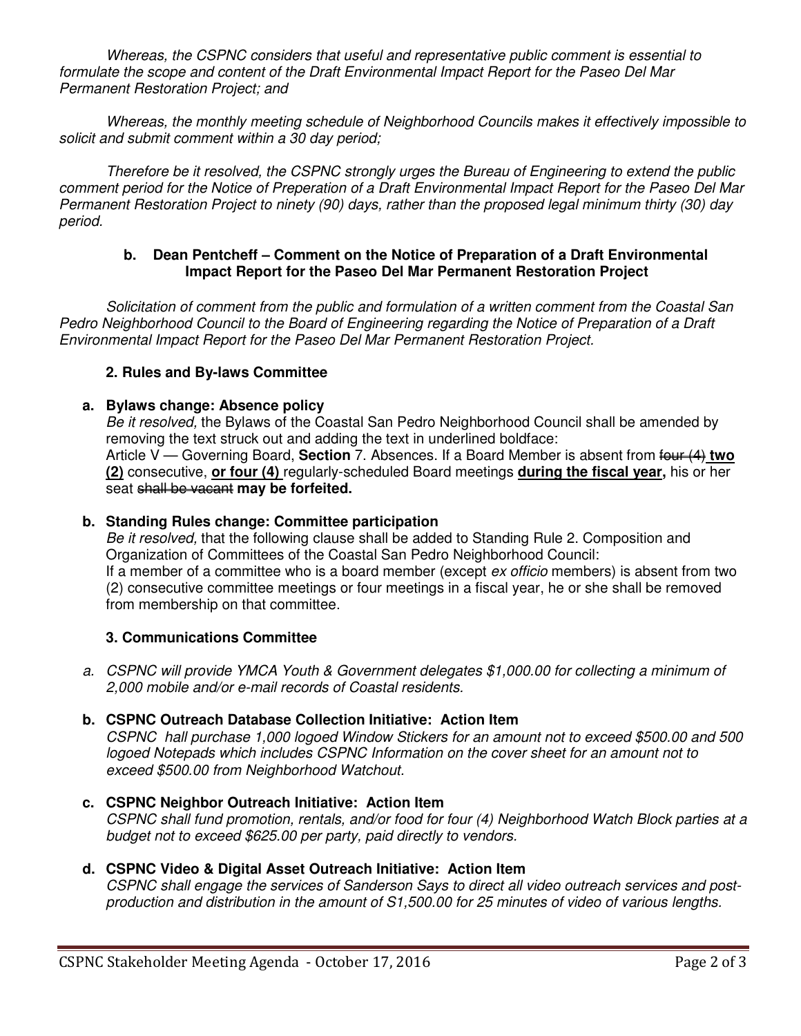*Whereas, the CSPNC considers that useful and representative public comment is essential to formulate the scope and content of the Draft Environmental Impact Report for the Paseo Del Mar Permanent Restoration Project; and*

*Whereas, the monthly meeting schedule of Neighborhood Councils makes it effectively impossible to solicit and submit comment within a 30 day period;*

*Therefore be it resolved, the CSPNC strongly urges the Bureau of Engineering to extend the public comment period for the Notice of Preperation of a Draft Environmental Impact Report for the Paseo Del Mar Permanent Restoration Project to ninety (90) days, rather than the proposed legal minimum thirty (30) day period.*

**b. Dean Pentcheff – Comment on the Notice of Preparation of a Draft Environmental Impact Report for the Paseo Del Mar Permanent Restoration Project**

*Solicitation of comment from the public and formulation of a written comment from the Coastal San Pedro Neighborhood Council to the Board of Engineering regarding the Notice of Preparation of a Draft Environmental Impact Report for the Paseo Del Mar Permanent Restoration Project.*

**2. Rules and By-laws Committee**

**a. Bylaws change: Absence policy**

*Be it resolved,* the Bylaws of the Coastal San Pedro Neighborhood Council shall be amended by removing the text struck out and adding the text in underlined boldface:
Article V — Governing Board, **Section** 7. Absences. If a Board Member is absent from ~~four (4)~~ <u>**two (2)**</u> consecutive, <u>**or four (4)**</u> regularly-scheduled Board meetings <u>**during the fiscal year,**</u> his or her seat ~~shall be vacant~~ **may be forfeited.**

**b. Standing Rules change: Committee participation**

*Be it resolved,* that the following clause shall be added to Standing Rule 2. Composition and Organization of Committees of the Coastal San Pedro Neighborhood Council:
If a member of a committee who is a board member (except *ex officio* members) is absent from two (2) consecutive committee meetings or four meetings in a fiscal year, he or she shall be removed from membership on that committee.

**3. Communications Committee**

a. *CSPNC will provide YMCA Youth & Government delegates $1,000.00 for collecting a minimum of 2,000 mobile and/or e-mail records of Coastal residents.*

**b. CSPNC Outreach Database Collection Initiative: Action Item**
*CSPNC hall purchase 1,000 logoed Window Stickers for an amount not to exceed $500.00 and 500 logoed Notepads which includes CSPNC Information on the cover sheet for an amount not to exceed $500.00 from Neighborhood Watchout.*

**c. CSPNC Neighbor Outreach Initiative: Action Item**
*CSPNC shall fund promotion, rentals, and/or food for four (4) Neighborhood Watch Block parties at a budget not to exceed $625.00 per party, paid directly to vendors.*

**d. CSPNC Video & Digital Asset Outreach Initiative: Action Item**
*CSPNC shall engage the services of Sanderson Says to direct all video outreach services and post-production and distribution in the amount of S1,500.00 for 25 minutes of video of various lengths.*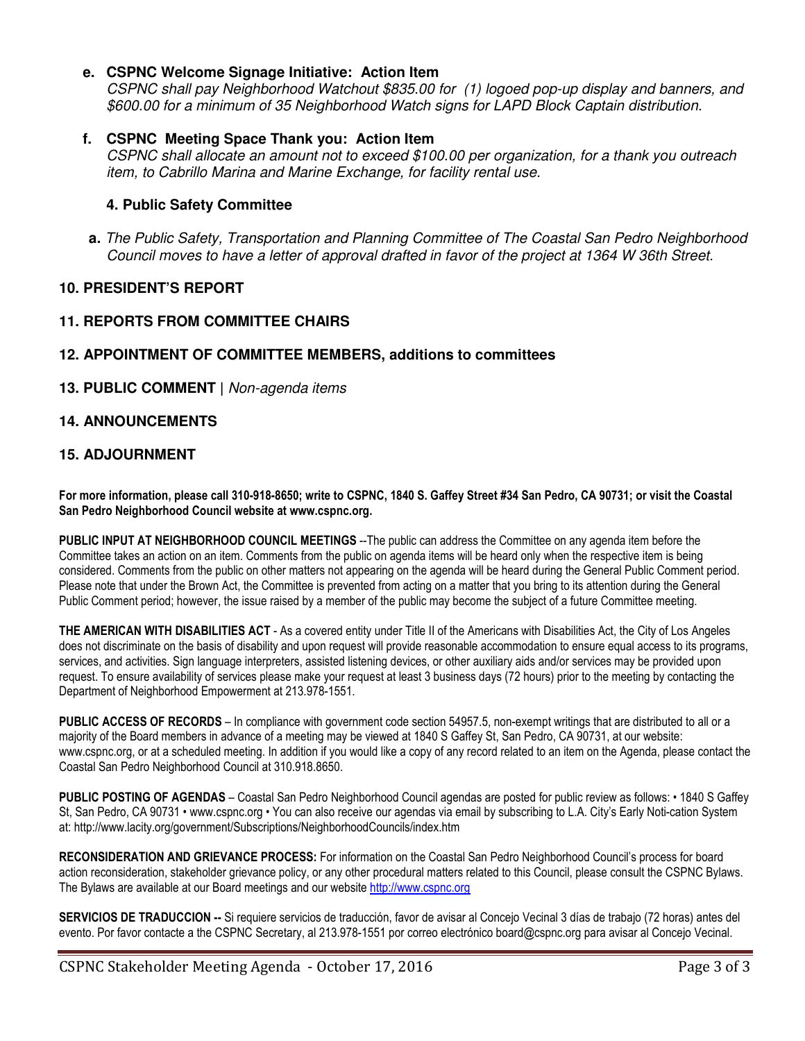**e. CSPNC Welcome Signage Initiative: Action Item**

*CSPNC shall pay Neighborhood Watchout $835.00 for (1) logoed pop-up display and banners, and $600.00 for a minimum of 35 Neighborhood Watch signs for LAPD Block Captain distribution.*

**f. CSPNC Meeting Space Thank you: Action Item**

*CSPNC shall allocate an amount not to exceed $100.00 per organization, for a thank you outreach item, to Cabrillo Marina and Marine Exchange, for facility rental use.*

### 4. Public Safety Committee

**a.** *The Public Safety, Transportation and Planning Committee of The Coastal San Pedro Neighborhood Council moves to have a letter of approval drafted in favor of the project at 1364 W 36th Street.*

## 10. PRESIDENT'S REPORT

## 11. REPORTS FROM COMMITTEE CHAIRS

## 12. APPOINTMENT OF COMMITTEE MEMBERS, additions to committees

## 13. PUBLIC COMMENT | *Non-agenda items*

## 14. ANNOUNCEMENTS

## 15. ADJOURNMENT

**For more information, please call 310-918-8650; write to CSPNC, 1840 S. Gaffey Street #34 San Pedro, CA 90731; or visit the Coastal San Pedro Neighborhood Council website at www.cspnc.org.**

**PUBLIC INPUT AT NEIGHBORHOOD COUNCIL MEETINGS** --The public can address the Committee on any agenda item before the Committee takes an action on an item. Comments from the public on agenda items will be heard only when the respective item is being considered. Comments from the public on other matters not appearing on the agenda will be heard during the General Public Comment period. Please note that under the Brown Act, the Committee is prevented from acting on a matter that you bring to its attention during the General Public Comment period; however, the issue raised by a member of the public may become the subject of a future Committee meeting.

**THE AMERICAN WITH DISABILITIES ACT** - As a covered entity under Title II of the Americans with Disabilities Act, the City of Los Angeles does not discriminate on the basis of disability and upon request will provide reasonable accommodation to ensure equal access to its programs, services, and activities. Sign language interpreters, assisted listening devices, or other auxiliary aids and/or services may be provided upon request. To ensure availability of services please make your request at least 3 business days (72 hours) prior to the meeting by contacting the Department of Neighborhood Empowerment at 213.978-1551.

**PUBLIC ACCESS OF RECORDS** – In compliance with government code section 54957.5, non-exempt writings that are distributed to all or a majority of the Board members in advance of a meeting may be viewed at 1840 S Gaffey St, San Pedro, CA 90731, at our website: www.cspnc.org, or at a scheduled meeting. In addition if you would like a copy of any record related to an item on the Agenda, please contact the Coastal San Pedro Neighborhood Council at 310.918.8650.

**PUBLIC POSTING OF AGENDAS** – Coastal San Pedro Neighborhood Council agendas are posted for public review as follows: • 1840 S Gaffey St, San Pedro, CA 90731 • www.cspnc.org • You can also receive our agendas via email by subscribing to L.A. City's Early Noti-cation System at: http://www.lacity.org/government/Subscriptions/NeighborhoodCouncils/index.htm

**RECONSIDERATION AND GRIEVANCE PROCESS:** For information on the Coastal San Pedro Neighborhood Council's process for board action reconsideration, stakeholder grievance policy, or any other procedural matters related to this Council, please consult the CSPNC Bylaws. The Bylaws are available at our Board meetings and our website http://www.cspnc.org

**SERVICIOS DE TRADUCCION --** Si requiere servicios de traducción, favor de avisar al Concejo Vecinal 3 días de trabajo (72 horas) antes del evento. Por favor contacte a the CSPNC Secretary, al 213.978-1551 por correo electrónico board@cspnc.org para avisar al Concejo Vecinal.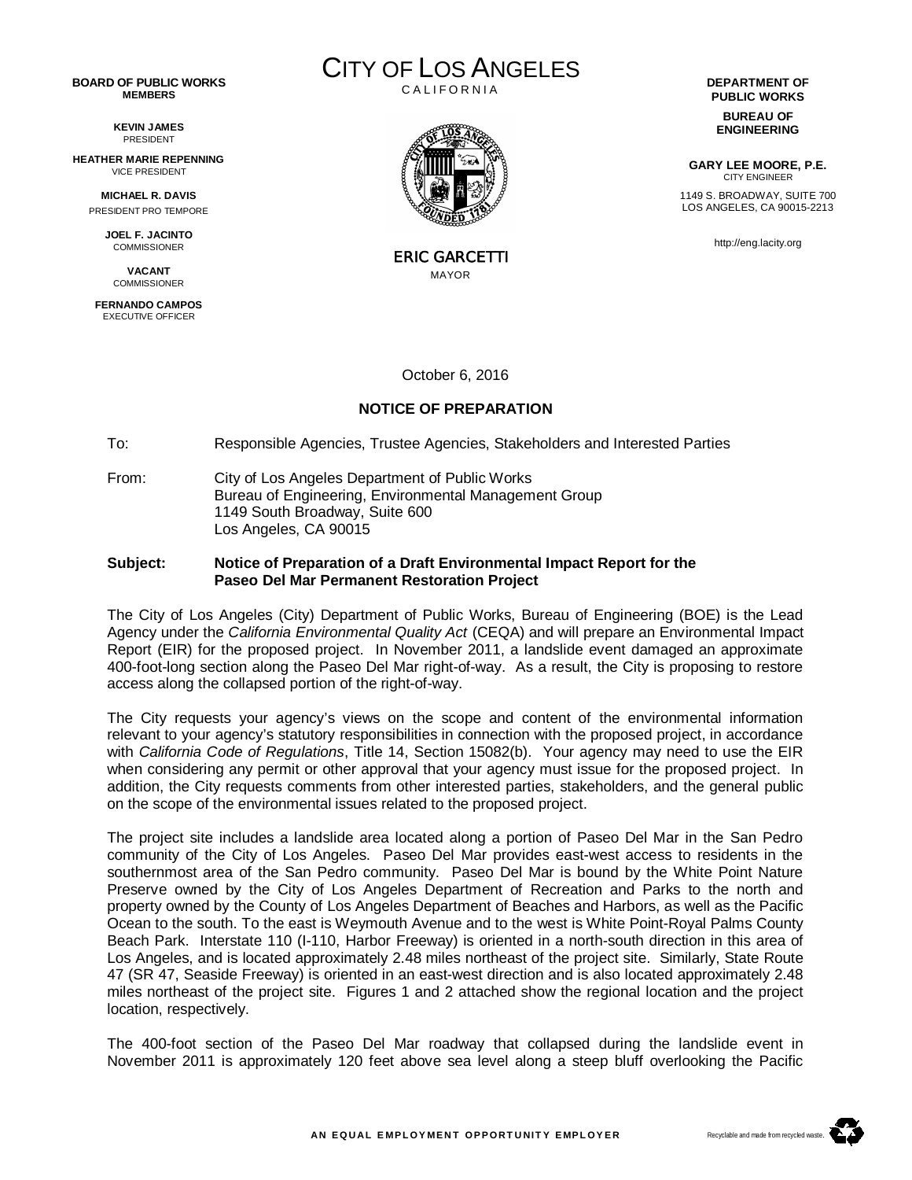**BOARD OF PUBLIC WORKS MEMBERS**

**KEVIN JAMES**
PRESIDENT

**HEATHER MARIE REPENNING**
VICE PRESIDENT

**MICHAEL R. DAVIS**
PRESIDENT PRO TEMPORE

**JOEL F. JACINTO**
COMMISSIONER

**VACANT**
COMMISSIONER

**FERNANDO CAMPOS**
EXECUTIVE OFFICER

# CITY OF LOS ANGELES

CALIFORNIA

ERIC GARCETTI
MAYOR

**DEPARTMENT OF PUBLIC WORKS**

**BUREAU OF ENGINEERING**

**GARY LEE MOORE, P.E.**
CITY ENGINEER

1149 S. BROADWAY, SUITE 700
LOS ANGELES, CA 90015-2213

http://eng.lacity.org

October 6, 2016

## NOTICE OF PREPARATION

To: Responsible Agencies, Trustee Agencies, Stakeholders and Interested Parties

From: City of Los Angeles Department of Public Works
Bureau of Engineering, Environmental Management Group
1149 South Broadway, Suite 600
Los Angeles, CA 90015

**Subject: Notice of Preparation of a Draft Environmental Impact Report for the Paseo Del Mar Permanent Restoration Project**

The City of Los Angeles (City) Department of Public Works, Bureau of Engineering (BOE) is the Lead Agency under the *California Environmental Quality Act* (CEQA) and will prepare an Environmental Impact Report (EIR) for the proposed project. In November 2011, a landslide event damaged an approximate 400-foot-long section along the Paseo Del Mar right-of-way. As a result, the City is proposing to restore access along the collapsed portion of the right-of-way.

The City requests your agency's views on the scope and content of the environmental information relevant to your agency's statutory responsibilities in connection with the proposed project, in accordance with *California Code of Regulations*, Title 14, Section 15082(b). Your agency may need to use the EIR when considering any permit or other approval that your agency must issue for the proposed project. In addition, the City requests comments from other interested parties, stakeholders, and the general public on the scope of the environmental issues related to the proposed project.

The project site includes a landslide area located along a portion of Paseo Del Mar in the San Pedro community of the City of Los Angeles. Paseo Del Mar provides east-west access to residents in the southernmost area of the San Pedro community. Paseo Del Mar is bound by the White Point Nature Preserve owned by the City of Los Angeles Department of Recreation and Parks to the north and property owned by the County of Los Angeles Department of Beaches and Harbors, as well as the Pacific Ocean to the south. To the east is Weymouth Avenue and to the west is White Point-Royal Palms County Beach Park. Interstate 110 (I-110, Harbor Freeway) is oriented in a north-south direction in this area of Los Angeles, and is located approximately 2.48 miles northeast of the project site. Similarly, State Route 47 (SR 47, Seaside Freeway) is oriented in an east-west direction and is also located approximately 2.48 miles northeast of the project site. Figures 1 and 2 attached show the regional location and the project location, respectively.

The 400-foot section of the Paseo Del Mar roadway that collapsed during the landslide event in November 2011 is approximately 120 feet above sea level along a steep bluff overlooking the Pacific

AN EQUAL EMPLOYMENT OPPORTUNITY EMPLOYER

Recyclable and made from recycled waste.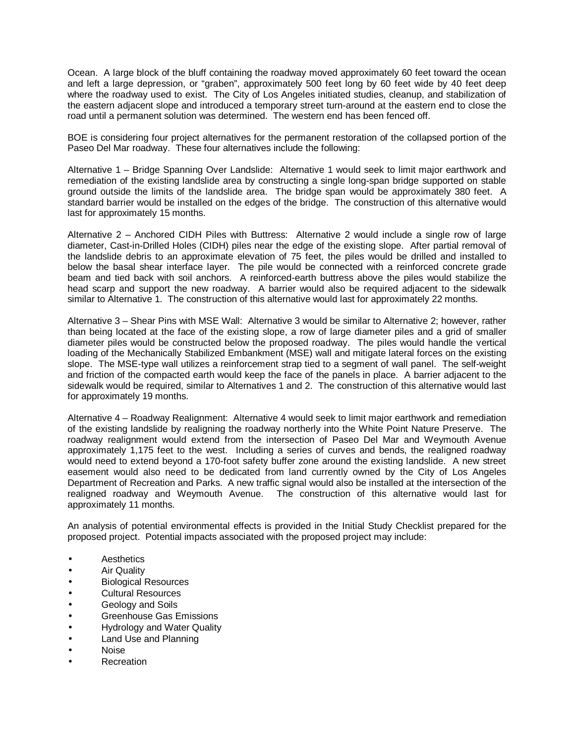Ocean. A large block of the bluff containing the roadway moved approximately 60 feet toward the ocean and left a large depression, or "graben", approximately 500 feet long by 60 feet wide by 40 feet deep where the roadway used to exist. The City of Los Angeles initiated studies, cleanup, and stabilization of the eastern adjacent slope and introduced a temporary street turn-around at the eastern end to close the road until a permanent solution was determined. The western end has been fenced off.

BOE is considering four project alternatives for the permanent restoration of the collapsed portion of the Paseo Del Mar roadway. These four alternatives include the following:

Alternative 1 – Bridge Spanning Over Landslide: Alternative 1 would seek to limit major earthwork and remediation of the existing landslide area by constructing a single long-span bridge supported on stable ground outside the limits of the landslide area. The bridge span would be approximately 380 feet. A standard barrier would be installed on the edges of the bridge. The construction of this alternative would last for approximately 15 months.

Alternative 2 – Anchored CIDH Piles with Buttress: Alternative 2 would include a single row of large diameter, Cast-in-Drilled Holes (CIDH) piles near the edge of the existing slope. After partial removal of the landslide debris to an approximate elevation of 75 feet, the piles would be drilled and installed to below the basal shear interface layer. The pile would be connected with a reinforced concrete grade beam and tied back with soil anchors. A reinforced-earth buttress above the piles would stabilize the head scarp and support the new roadway. A barrier would also be required adjacent to the sidewalk similar to Alternative 1. The construction of this alternative would last for approximately 22 months.

Alternative 3 – Shear Pins with MSE Wall: Alternative 3 would be similar to Alternative 2; however, rather than being located at the face of the existing slope, a row of large diameter piles and a grid of smaller diameter piles would be constructed below the proposed roadway. The piles would handle the vertical loading of the Mechanically Stabilized Embankment (MSE) wall and mitigate lateral forces on the existing slope. The MSE-type wall utilizes a reinforcement strap tied to a segment of wall panel. The self-weight and friction of the compacted earth would keep the face of the panels in place. A barrier adjacent to the sidewalk would be required, similar to Alternatives 1 and 2. The construction of this alternative would last for approximately 19 months.

Alternative 4 – Roadway Realignment: Alternative 4 would seek to limit major earthwork and remediation of the existing landslide by realigning the roadway northerly into the White Point Nature Preserve. The roadway realignment would extend from the intersection of Paseo Del Mar and Weymouth Avenue approximately 1,175 feet to the west. Including a series of curves and bends, the realigned roadway would need to extend beyond a 170-foot safety buffer zone around the existing landslide. A new street easement would also need to be dedicated from land currently owned by the City of Los Angeles Department of Recreation and Parks. A new traffic signal would also be installed at the intersection of the realigned roadway and Weymouth Avenue. The construction of this alternative would last for approximately 11 months.

An analysis of potential environmental effects is provided in the Initial Study Checklist prepared for the proposed project. Potential impacts associated with the proposed project may include:

- Aesthetics
- Air Quality
- Biological Resources
- Cultural Resources
- Geology and Soils
- Greenhouse Gas Emissions
- Hydrology and Water Quality
- Land Use and Planning
- Noise
- Recreation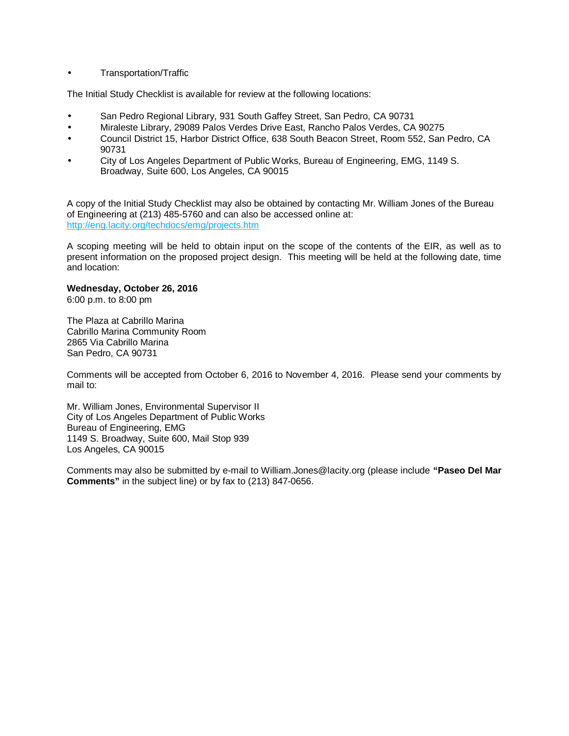- Transportation/Traffic

The Initial Study Checklist is available for review at the following locations:

- San Pedro Regional Library, 931 South Gaffey Street, San Pedro, CA 90731
- Miraleste Library, 29089 Palos Verdes Drive East, Rancho Palos Verdes, CA 90275
- Council District 15, Harbor District Office, 638 South Beacon Street, Room 552, San Pedro, CA 90731
- City of Los Angeles Department of Public Works, Bureau of Engineering, EMG, 1149 S. Broadway, Suite 600, Los Angeles, CA 90015

A copy of the Initial Study Checklist may also be obtained by contacting Mr. William Jones of the Bureau of Engineering at (213) 485-5760 and can also be accessed online at: http://eng.lacity.org/techdocs/emg/projects.htm

A scoping meeting will be held to obtain input on the scope of the contents of the EIR, as well as to present information on the proposed project design. This meeting will be held at the following date, time and location:

**Wednesday, October 26, 2016**
6:00 p.m. to 8:00 pm

The Plaza at Cabrillo Marina
Cabrillo Marina Community Room
2865 Via Cabrillo Marina
San Pedro, CA 90731

Comments will be accepted from October 6, 2016 to November 4, 2016. Please send your comments by mail to:

Mr. William Jones, Environmental Supervisor II
City of Los Angeles Department of Public Works
Bureau of Engineering, EMG
1149 S. Broadway, Suite 600, Mail Stop 939
Los Angeles, CA 90015

Comments may also be submitted by e-mail to William.Jones@lacity.org (please include **"Paseo Del Mar Comments"** in the subject line) or by fax to (213) 847-0656.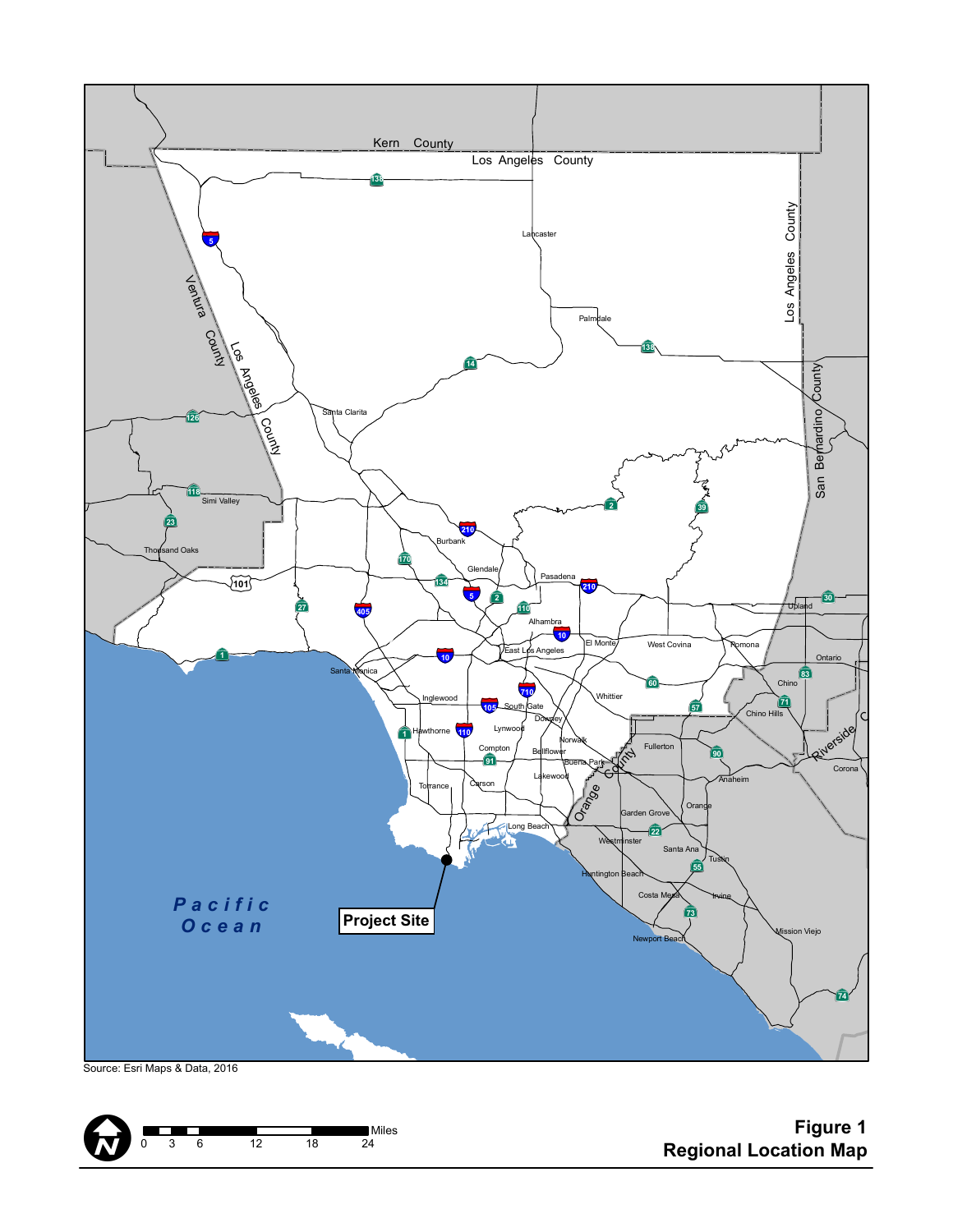Source: Esri Maps & Data, 2016

**Figure 1**
**Regional Location Map**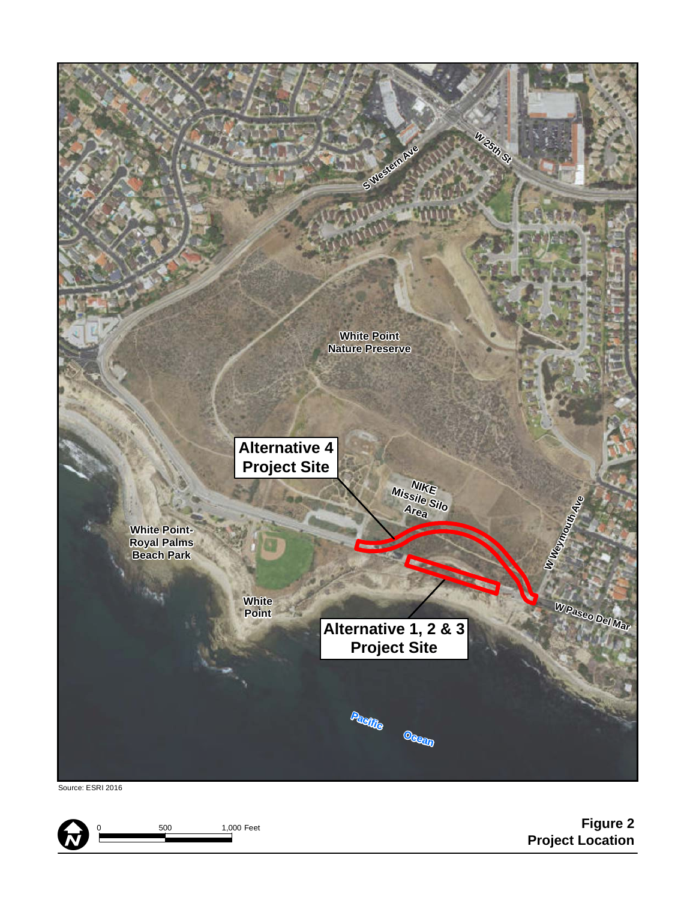S Western Ave

W 25th St

White Point
Nature Preserve

Alternative 4
Project Site

NIKE
Missile Silo
Area

W Weymouth Ave

White Point-
Royal Palms
Beach Park

White
Point

W Paseo Del Mar

Alternative 1, 2 & 3
Project Site

Pacific Ocean

Source: ESRI 2016

0 500 1,000 Feet

**Figure 2**
**Project Location**